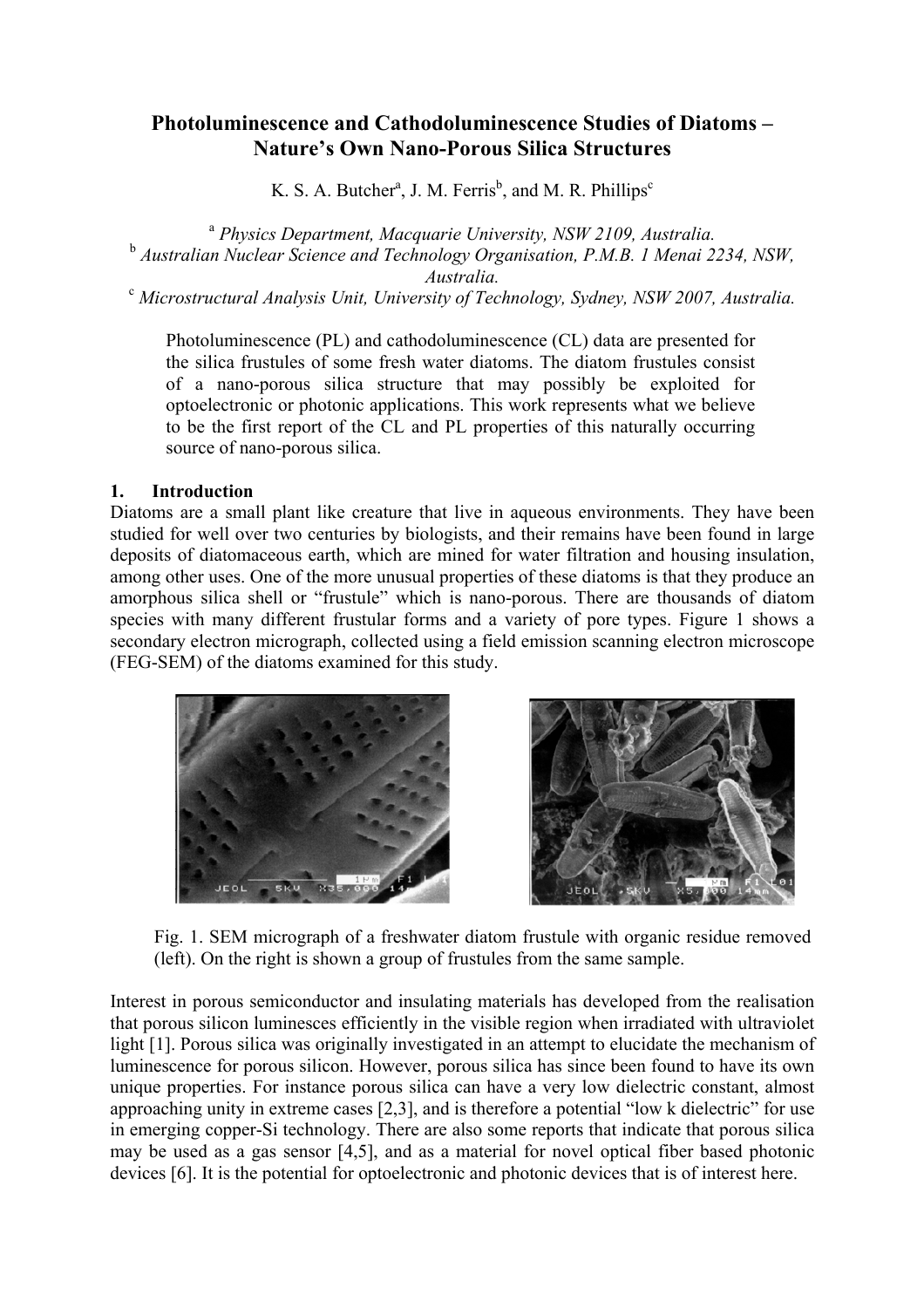# Photoluminescence and Cathodoluminescence Studies of Diatoms – Nature's Own Nano-Porous Silica Structures

K. S. A. Butcher[a], J. M. Ferris[b], and M. R. Phillips[c]

[a] *Physics Department, Macquarie University, NSW 2109, Australia.*
[b] *Australian Nuclear Science and Technology Organisation, P.M.B. 1 Menai 2234, NSW, Australia.*
[c] *Microstructural Analysis Unit, University of Technology, Sydney, NSW 2007, Australia.*

Photoluminescence (PL) and cathodoluminescence (CL) data are presented for the silica frustules of some fresh water diatoms. The diatom frustules consist of a nano-porous silica structure that may possibly be exploited for optoelectronic or photonic applications. This work represents what we believe to be the first report of the CL and PL properties of this naturally occurring source of nano-porous silica.

## 1. Introduction

Diatoms are a small plant like creature that live in aqueous environments. They have been studied for well over two centuries by biologists, and their remains have been found in large deposits of diatomaceous earth, which are mined for water filtration and housing insulation, among other uses. One of the more unusual properties of these diatoms is that they produce an amorphous silica shell or "frustule" which is nano-porous. There are thousands of diatom species with many different frustular forms and a variety of pore types. Figure 1 shows a secondary electron micrograph, collected using a field emission scanning electron microscope (FEG-SEM) of the diatoms examined for this study.

Fig. 1. SEM micrograph of a freshwater diatom frustule with organic residue removed (left). On the right is shown a group of frustules from the same sample.

Interest in porous semiconductor and insulating materials has developed from the realisation that porous silicon luminesces efficiently in the visible region when irradiated with ultraviolet light [1]. Porous silica was originally investigated in an attempt to elucidate the mechanism of luminescence for porous silicon. However, porous silica has since been found to have its own unique properties. For instance porous silica can have a very low dielectric constant, almost approaching unity in extreme cases [2,3], and is therefore a potential "low k dielectric" for use in emerging copper-Si technology. There are also some reports that indicate that porous silica may be used as a gas sensor [4,5], and as a material for novel optical fiber based photonic devices [6]. It is the potential for optoelectronic and photonic devices that is of interest here.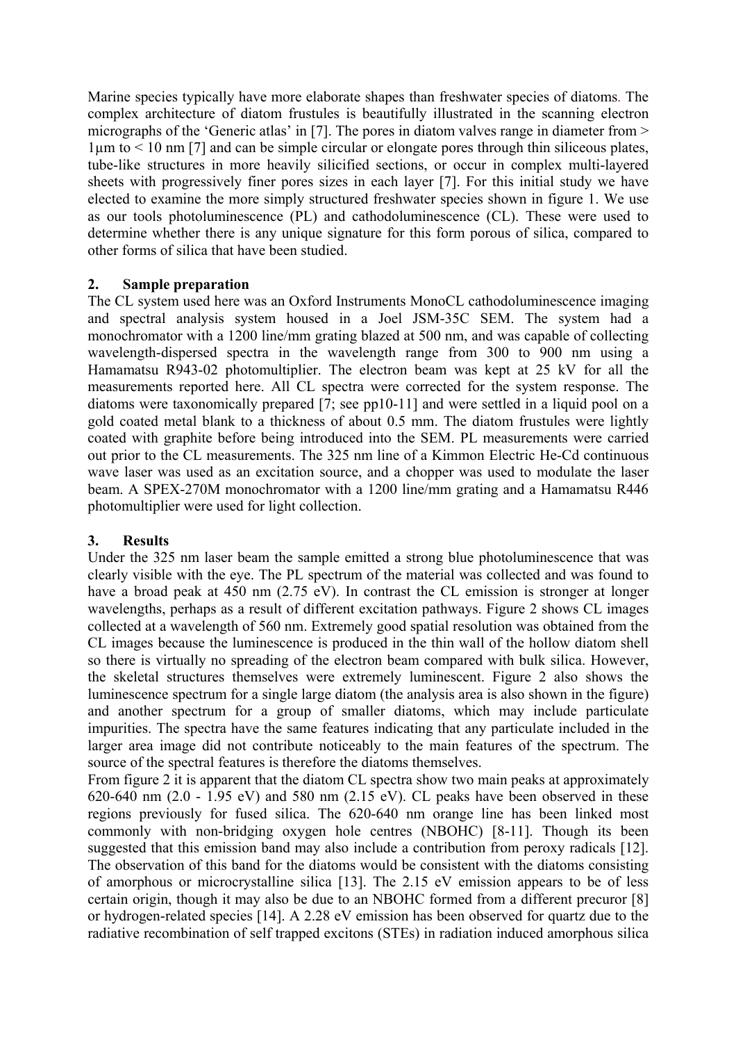Marine species typically have more elaborate shapes than freshwater species of diatoms. The complex architecture of diatom frustules is beautifully illustrated in the scanning electron micrographs of the 'Generic atlas' in [7]. The pores in diatom valves range in diameter from > 1μm to < 10 nm [7] and can be simple circular or elongate pores through thin siliceous plates, tube-like structures in more heavily silicified sections, or occur in complex multi-layered sheets with progressively finer pores sizes in each layer [7]. For this initial study we have elected to examine the more simply structured freshwater species shown in figure 1. We use as our tools photoluminescence (PL) and cathodoluminescence (CL). These were used to determine whether there is any unique signature for this form porous of silica, compared to other forms of silica that have been studied.

## 2. Sample preparation

The CL system used here was an Oxford Instruments MonoCL cathodoluminescence imaging and spectral analysis system housed in a Joel JSM-35C SEM. The system had a monochromator with a 1200 line/mm grating blazed at 500 nm, and was capable of collecting wavelength-dispersed spectra in the wavelength range from 300 to 900 nm using a Hamamatsu R943-02 photomultiplier. The electron beam was kept at 25 kV for all the measurements reported here. All CL spectra were corrected for the system response. The diatoms were taxonomically prepared [7; see pp10-11] and were settled in a liquid pool on a gold coated metal blank to a thickness of about 0.5 mm. The diatom frustules were lightly coated with graphite before being introduced into the SEM. PL measurements were carried out prior to the CL measurements. The 325 nm line of a Kimmon Electric He-Cd continuous wave laser was used as an excitation source, and a chopper was used to modulate the laser beam. A SPEX-270M monochromator with a 1200 line/mm grating and a Hamamatsu R446 photomultiplier were used for light collection.

## 3. Results

Under the 325 nm laser beam the sample emitted a strong blue photoluminescence that was clearly visible with the eye. The PL spectrum of the material was collected and was found to have a broad peak at 450 nm (2.75 eV). In contrast the CL emission is stronger at longer wavelengths, perhaps as a result of different excitation pathways. Figure 2 shows CL images collected at a wavelength of 560 nm. Extremely good spatial resolution was obtained from the CL images because the luminescence is produced in the thin wall of the hollow diatom shell so there is virtually no spreading of the electron beam compared with bulk silica. However, the skeletal structures themselves were extremely luminescent. Figure 2 also shows the luminescence spectrum for a single large diatom (the analysis area is also shown in the figure) and another spectrum for a group of smaller diatoms, which may include particulate impurities. The spectra have the same features indicating that any particulate included in the larger area image did not contribute noticeably to the main features of the spectrum. The source of the spectral features is therefore the diatoms themselves.

From figure 2 it is apparent that the diatom CL spectra show two main peaks at approximately 620-640 nm (2.0 - 1.95 eV) and 580 nm (2.15 eV). CL peaks have been observed in these regions previously for fused silica. The 620-640 nm orange line has been linked most commonly with non-bridging oxygen hole centres (NBOHC) [8-11]. Though its been suggested that this emission band may also include a contribution from peroxy radicals [12]. The observation of this band for the diatoms would be consistent with the diatoms consisting of amorphous or microcrystalline silica [13]. The 2.15 eV emission appears to be of less certain origin, though it may also be due to an NBOHC formed from a different precuror [8] or hydrogen-related species [14]. A 2.28 eV emission has been observed for quartz due to the radiative recombination of self trapped excitons (STEs) in radiation induced amorphous silica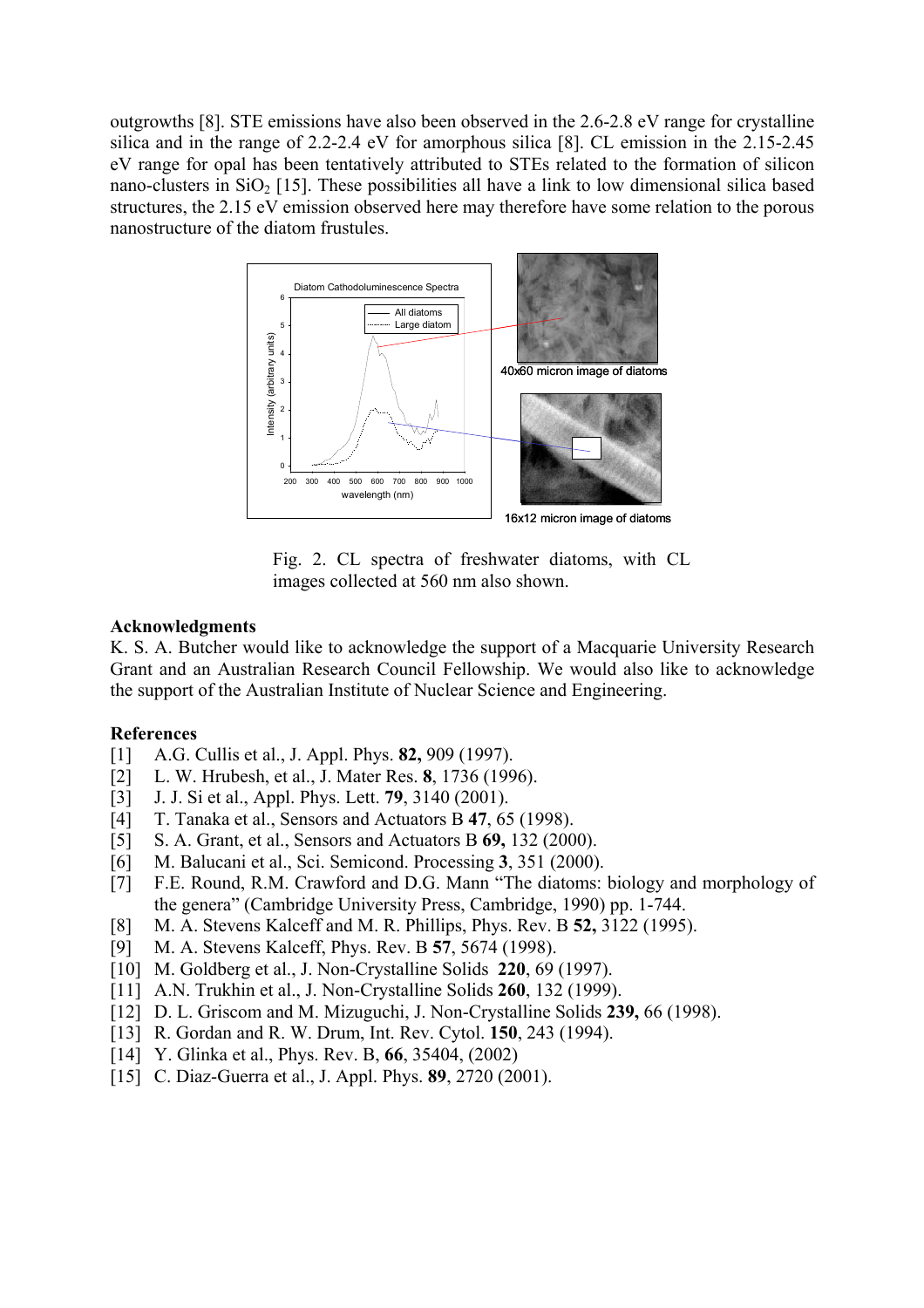outgrowths [8]. STE emissions have also been observed in the 2.6-2.8 eV range for crystalline silica and in the range of 2.2-2.4 eV for amorphous silica [8]. CL emission in the 2.15-2.45 eV range for opal has been tentatively attributed to STEs related to the formation of silicon nano-clusters in $SiO_2$ [15]. These possibilities all have a link to low dimensional silica based structures, the 2.15 eV emission observed here may therefore have some relation to the porous nanostructure of the diatom frustules.

Diatom Cathodoluminescence Spectra

Intensity (arbitrary units)

0
1
2
3
4
5
6

200 300 400 500 600 700 800 900 1000

wavelength (nm)

All diatoms

Large diatom

40x60 micron image of diatoms

16x12 micron image of diatoms

Fig. 2. CL spectra of freshwater diatoms, with CL images collected at 560 nm also shown.

## Acknowledgments

K. S. A. Butcher would like to acknowledge the support of a Macquarie University Research Grant and an Australian Research Council Fellowship. We would also like to acknowledge the support of the Australian Institute of Nuclear Science and Engineering.

## References

[1] A.G. Cullis et al., J. Appl. Phys. **82,** 909 (1997).
[2] L. W. Hrubesh, et al., J. Mater Res. **8**, 1736 (1996).
[3] J. J. Si et al., Appl. Phys. Lett. **79**, 3140 (2001).
[4] T. Tanaka et al., Sensors and Actuators B **47**, 65 (1998).
[5] S. A. Grant, et al., Sensors and Actuators B **69,** 132 (2000).
[6] M. Balucani et al., Sci. Semicond. Processing **3**, 351 (2000).
[7] F.E. Round, R.M. Crawford and D.G. Mann "The diatoms: biology and morphology of the genera" (Cambridge University Press, Cambridge, 1990) pp. 1-744.
[8] M. A. Stevens Kalceff and M. R. Phillips, Phys. Rev. B **52,** 3122 (1995).
[9] M. A. Stevens Kalceff, Phys. Rev. B **57**, 5674 (1998).
[10] M. Goldberg et al., J. Non-Crystalline Solids **220**, 69 (1997).
[11] A.N. Trukhin et al., J. Non-Crystalline Solids **260**, 132 (1999).
[12] D. L. Griscom and M. Mizuguchi, J. Non-Crystalline Solids **239,** 66 (1998).
[13] R. Gordan and R. W. Drum, Int. Rev. Cytol. **150**, 243 (1994).
[14] Y. Glinka et al., Phys. Rev. B, **66**, 35404, (2002)
[15] C. Diaz-Guerra et al., J. Appl. Phys. **89**, 2720 (2001).